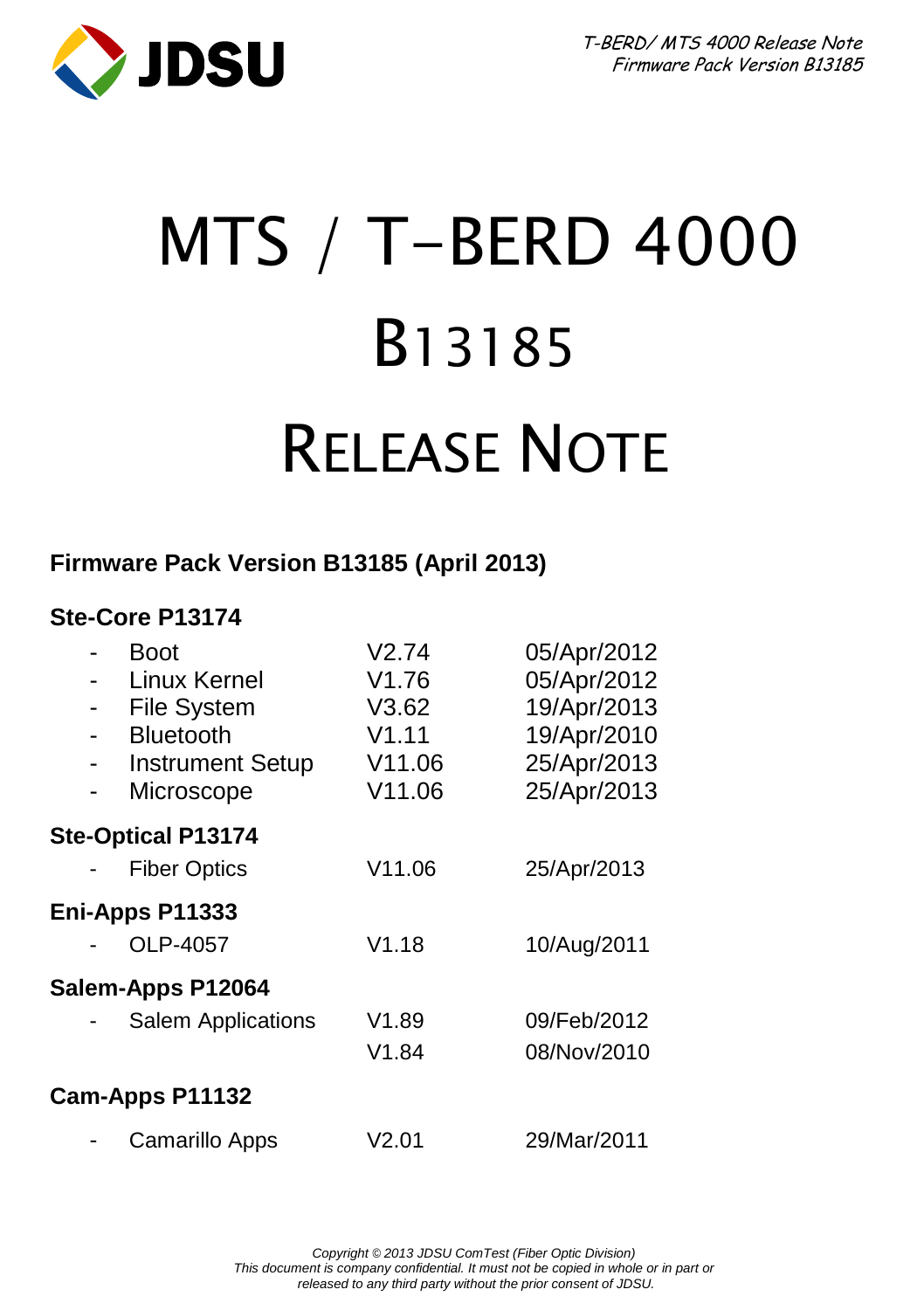# MTS / T-BERD 4000

# B13185

# RELEASE NOTE

**Firmware Pack Version B13185 (April 2013)**

### Ste-Core P13174

| | | |
|---|---|---|
| - Boot | V2.74 | 05/Apr/2012 |
| - Linux Kernel | V1.76 | 05/Apr/2012 |
| - File System | V3.62 | 19/Apr/2013 |
| - Bluetooth | V1.11 | 19/Apr/2010 |
| - Instrument Setup | V11.06 | 25/Apr/2013 |
| - Microscope | V11.06 | 25/Apr/2013 |

### Ste-Optical P13174

| | | |
|---|---|---|
| - Fiber Optics | V11.06 | 25/Apr/2013 |

### Eni-Apps P11333

| | | |
|---|---|---|
| - OLP-4057 | V1.18 | 10/Aug/2011 |

### Salem-Apps P12064

| | | |
|---|---|---|
| - Salem Applications | V1.89 | 09/Feb/2012 |
| | V1.84 | 08/Nov/2010 |

### Cam-Apps P11132

| | | |
|---|---|---|
| - Camarillo Apps | V2.01 | 29/Mar/2011 |

*Copyright © 2013 JDSU ComTest (Fiber Optic Division)*
*This document is company confidential. It must not be copied in whole or in part or released to any third party without the prior consent of JDSU.*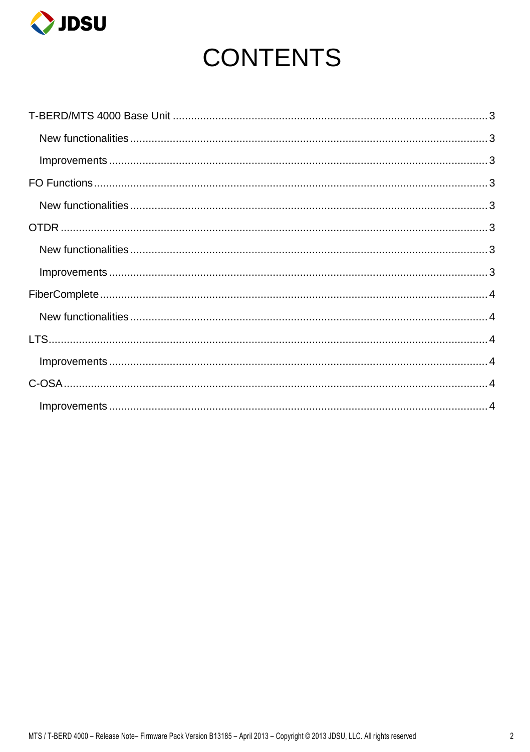# CONTENTS

- T-BERD/MTS 4000 Base Unit ........................................ 3
  - New functionalities ........................................ 3
  - Improvements ........................................ 3
- FO Functions ........................................ 3
  - New functionalities ........................................ 3
- OTDR ........................................ 3
  - New functionalities ........................................ 3
  - Improvements ........................................ 3
- FiberComplete ........................................ 4
  - New functionalities ........................................ 4
- LTS ........................................ 4
  - Improvements ........................................ 4
- C-OSA ........................................ 4
  - Improvements ........................................ 4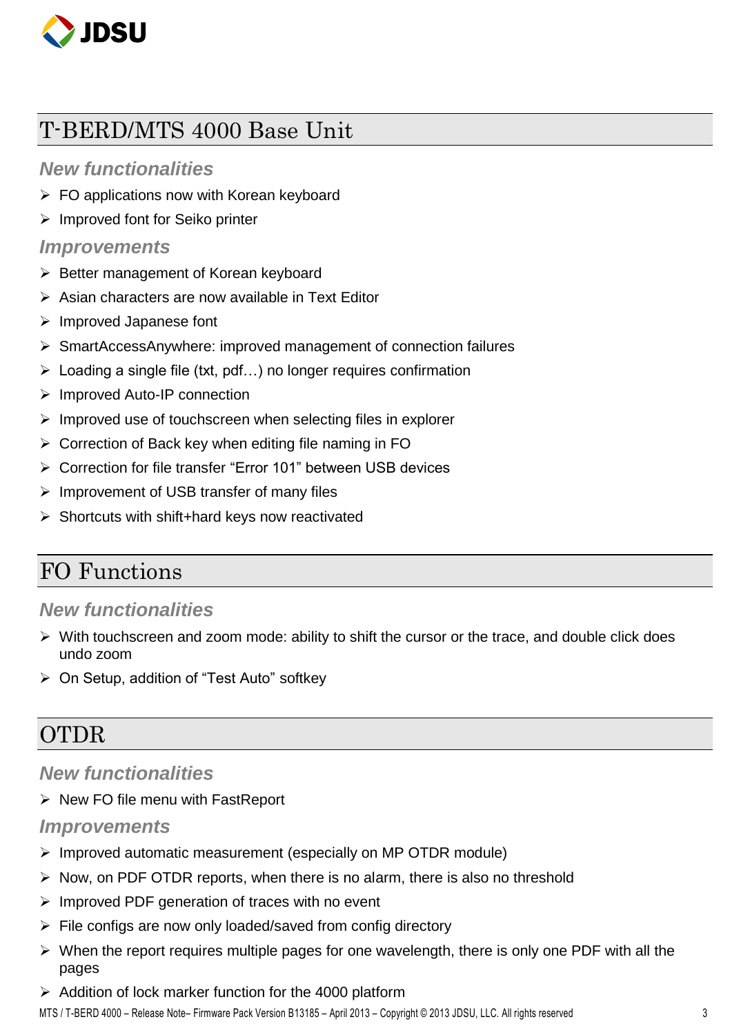## T-BERD/MTS 4000 Base Unit

### *New functionalities*

- FO applications now with Korean keyboard
- Improved font for Seiko printer

### *Improvements*

- Better management of Korean keyboard
- Asian characters are now available in Text Editor
- Improved Japanese font
- SmartAccessAnywhere: improved management of connection failures
- Loading a single file (txt, pdf…) no longer requires confirmation
- Improved Auto-IP connection
- Improved use of touchscreen when selecting files in explorer
- Correction of Back key when editing file naming in FO
- Correction for file transfer “Error 101” between USB devices
- Improvement of USB transfer of many files
- Shortcuts with shift+hard keys now reactivated

## FO Functions

### *New functionalities*

- With touchscreen and zoom mode: ability to shift the cursor or the trace, and double click does undo zoom
- On Setup, addition of “Test Auto” softkey

## OTDR

### *New functionalities*

- New FO file menu with FastReport

### *Improvements*

- Improved automatic measurement (especially on MP OTDR module)
- Now, on PDF OTDR reports, when there is no alarm, there is also no threshold
- Improved PDF generation of traces with no event
- File configs are now only loaded/saved from config directory
- When the report requires multiple pages for one wavelength, there is only one PDF with all the pages
- Addition of lock marker function for the 4000 platform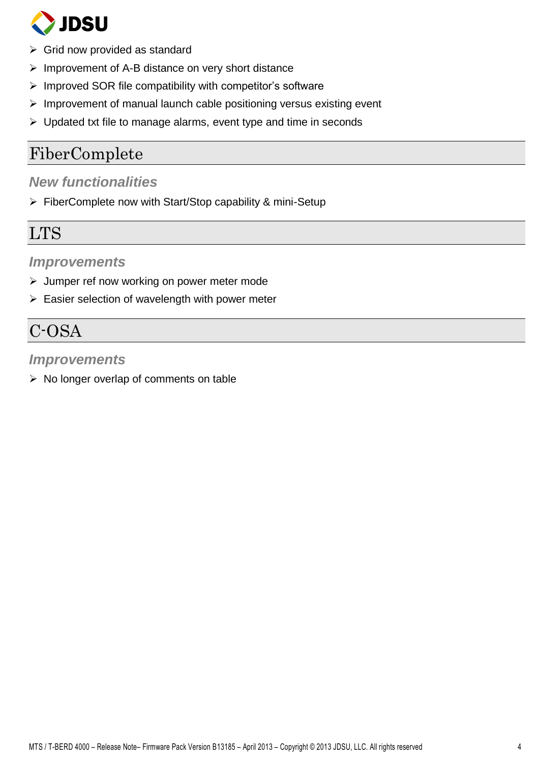- Grid now provided as standard
- Improvement of A-B distance on very short distance
- Improved SOR file compatibility with competitor's software
- Improvement of manual launch cable positioning versus existing event
- Updated txt file to manage alarms, event type and time in seconds

# FiberComplete

### *New functionalities*

- FiberComplete now with Start/Stop capability & mini-Setup

# LTS

### *Improvements*

- Jumper ref now working on power meter mode
- Easier selection of wavelength with power meter

# C-OSA

### *Improvements*

- No longer overlap of comments on table